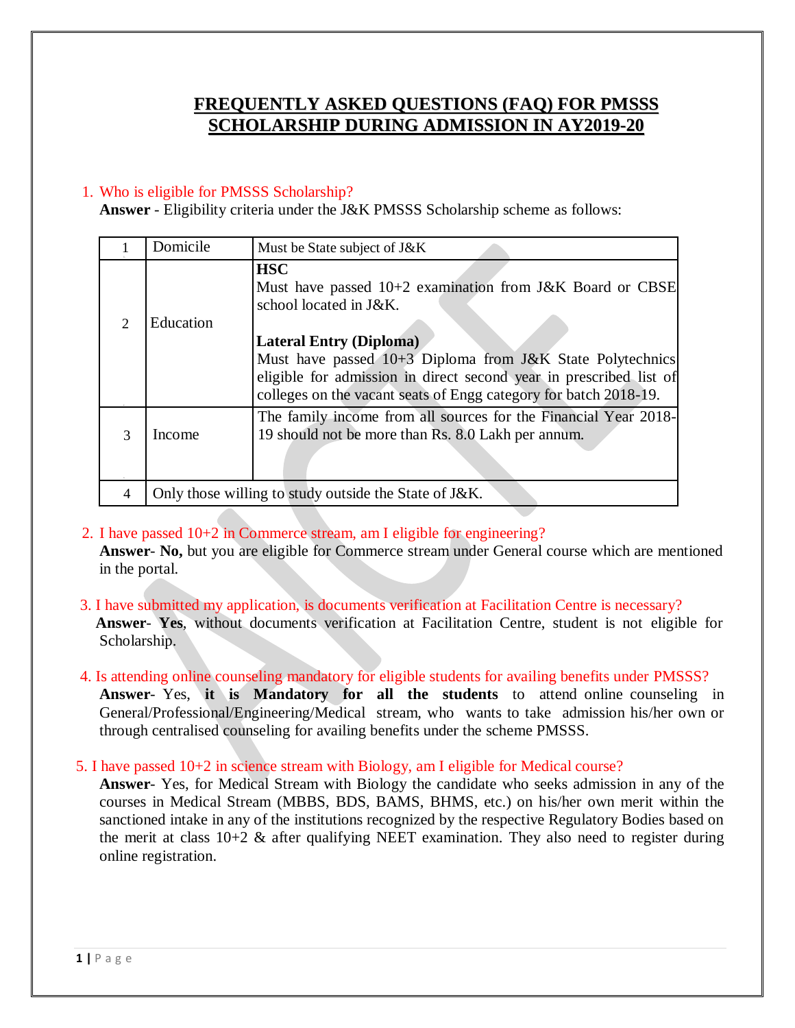# FREQUENTLY ASKED QUESTIONS (FAQ) FOR PMSSS SCHOLARSHIP DURING ADMISSION IN AY2019-20

1. Who is eligible for PMSSS Scholarship?

   **Answer** - Eligibility criteria under the J&K PMSSS Scholarship scheme as follows:

| | | |
|---|---|---|
| 1 | Domicile | Must be State subject of J&K |
| 2 | Education | **HSC**<br>Must have passed 10+2 examination from J&K Board or CBSE school located in J&K.<br><br>**Lateral Entry (Diploma)**<br>Must have passed 10+3 Diploma from J&K State Polytechnics eligible for admission in direct second year in prescribed list of colleges on the vacant seats of Engg category for batch 2018-19. |
| 3 | Income | The family income from all sources for the Financial Year 2018-19 should not be more than Rs. 8.0 Lakh per annum. |
| 4 | Only those willing to study outside the State of J&K. | |

2. I have passed 10+2 in Commerce stream, am I eligible for engineering?

   **Answer- No,** but you are eligible for Commerce stream under General course which are mentioned in the portal.

3. I have submitted my application, is documents verification at Facilitation Centre is necessary?

   **Answer**- **Yes**, without documents verification at Facilitation Centre, student is not eligible for Scholarship.

4. Is attending online counseling mandatory for eligible students for availing benefits under PMSSS?

   **Answer**- Yes, **it is Mandatory for all the students** to attend online counseling in General/Professional/Engineering/Medical stream, who wants to take admission his/her own or through centralised counseling for availing benefits under the scheme PMSSS.

5. I have passed 10+2 in science stream with Biology, am I eligible for Medical course?

   **Answer**- Yes, for Medical Stream with Biology the candidate who seeks admission in any of the courses in Medical Stream (MBBS, BDS, BAMS, BHMS, etc.) on his/her own merit within the sanctioned intake in any of the institutions recognized by the respective Regulatory Bodies based on the merit at class 10+2 & after qualifying NEET examination. They also need to register during online registration.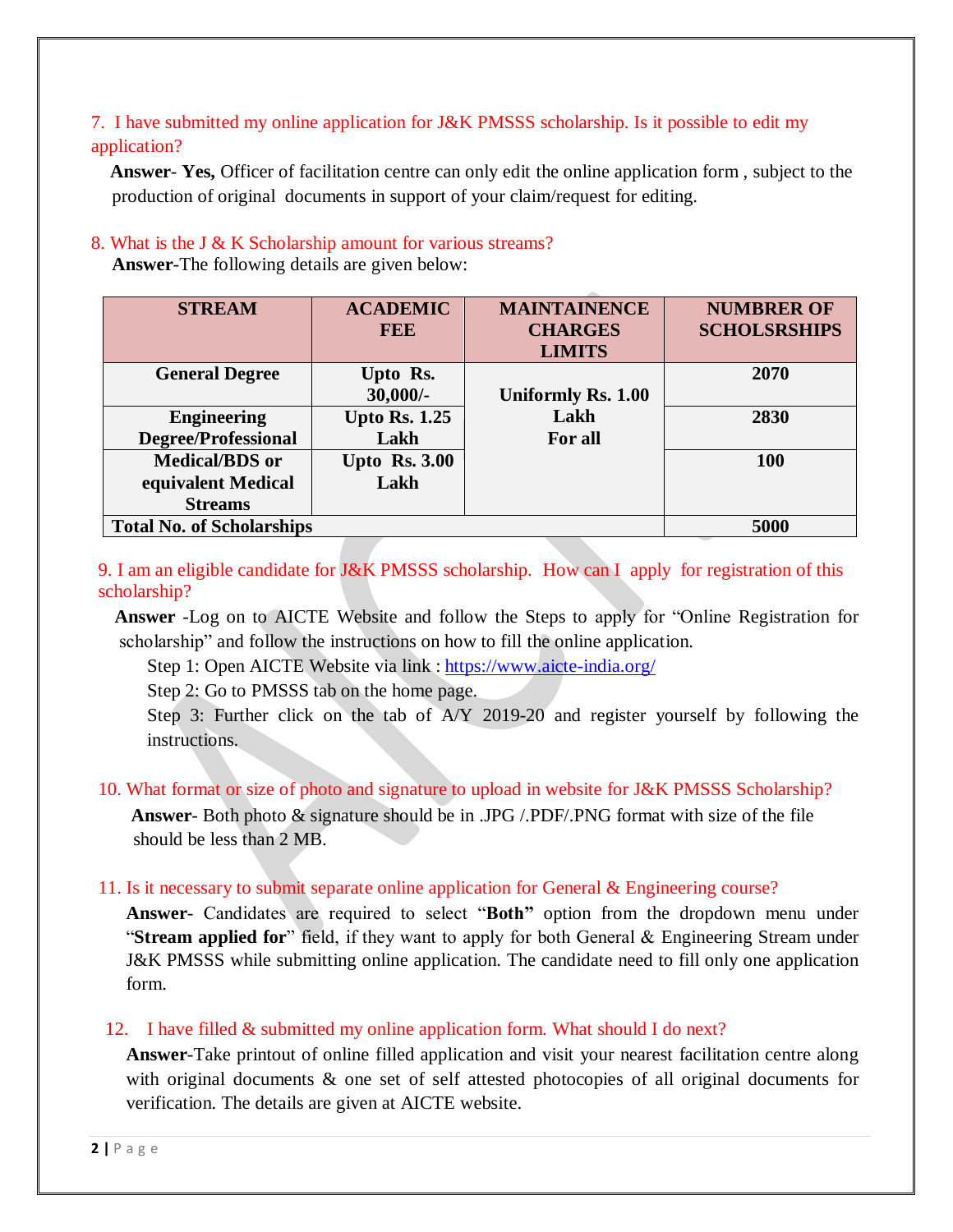7. I have submitted my online application for J&K PMSSS scholarship. Is it possible to edit my application?

**Answer**- **Yes,** Officer of facilitation centre can only edit the online application form , subject to the production of original documents in support of your claim/request for editing.

8. What is the J & K Scholarship amount for various streams?

**Answer**-The following details are given below:

| STREAM | ACADEMIC FEE | MAINTAINENCE CHARGES LIMITS | NUMBRER OF SCHOLSRSHIPS |
|---|---|---|---|
| **General Degree** | **Upto Rs. 30,000/-** | **Uniformly Rs. 1.00 Lakh For all** | **2070** |
| **Engineering Degree/Professional** | **Upto Rs. 1.25 Lakh** | | **2830** |
| **Medical/BDS or equivalent Medical Streams** | **Upto Rs. 3.00 Lakh** | | **100** |
| **Total No. of Scholarships** | | | **5000** |

9. I am an eligible candidate for J&K PMSSS scholarship. How can I apply for registration of this scholarship?

**Answer** -Log on to AICTE Website and follow the Steps to apply for "Online Registration for scholarship" and follow the instructions on how to fill the online application.

Step 1: Open AICTE Website via link : https://www.aicte-india.org/

Step 2: Go to PMSSS tab on the home page.

Step 3: Further click on the tab of A/Y 2019-20 and register yourself by following the instructions.

10. What format or size of photo and signature to upload in website for J&K PMSSS Scholarship?

**Answer**- Both photo & signature should be in .JPG /.PDF/.PNG format with size of the file should be less than 2 MB.

11. Is it necessary to submit separate online application for General & Engineering course?

**Answer**- Candidates are required to select "**Both"** option from the dropdown menu under "**Stream applied for**" field, if they want to apply for both General & Engineering Stream under J&K PMSSS while submitting online application. The candidate need to fill only one application form.

12. I have filled & submitted my online application form. What should I do next?

**Answer**-Take printout of online filled application and visit your nearest facilitation centre along with original documents & one set of self attested photocopies of all original documents for verification. The details are given at AICTE website.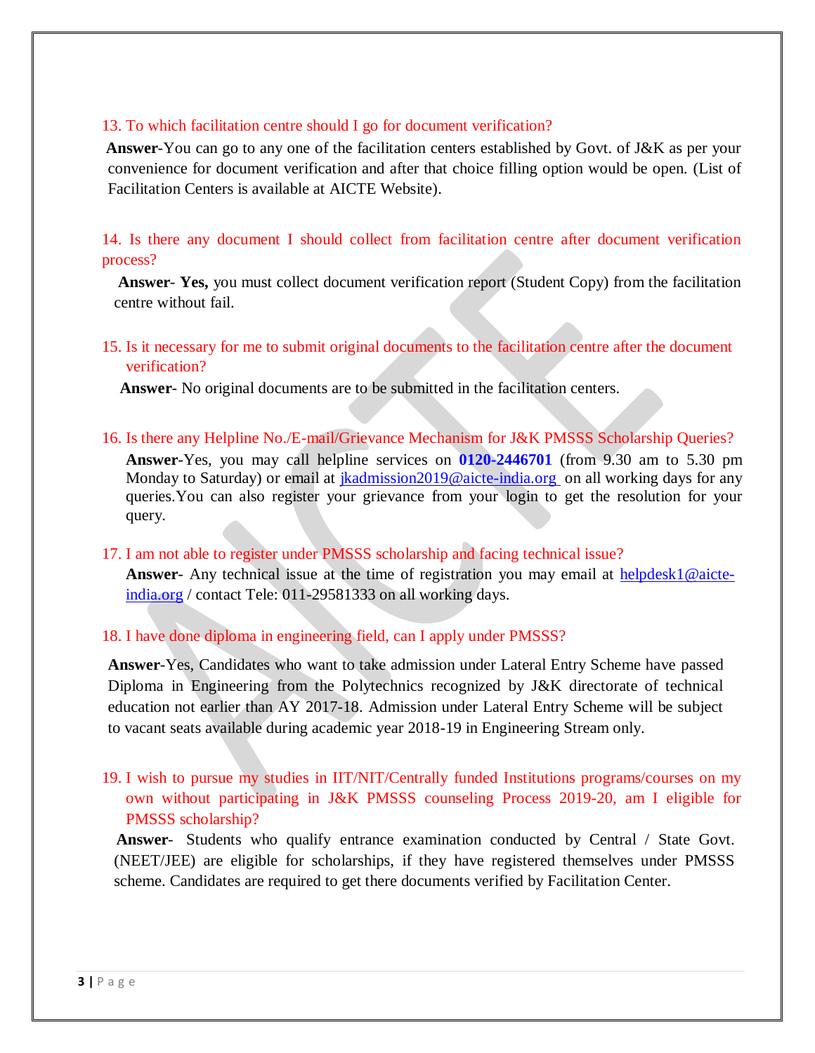13. To which facilitation centre should I go for document verification?

**Answer**-You can go to any one of the facilitation centers established by Govt. of J&K as per your convenience for document verification and after that choice filling option would be open. (List of Facilitation Centers is available at AICTE Website).

14. Is there any document I should collect from facilitation centre after document verification process?

**Answer**- **Yes,** you must collect document verification report (Student Copy) from the facilitation centre without fail.

15. Is it necessary for me to submit original documents to the facilitation centre after the document verification?

**Answer**- No original documents are to be submitted in the facilitation centers.

16. Is there any Helpline No./E-mail/Grievance Mechanism for J&K PMSSS Scholarship Queries?

**Answer**-Yes, you may call helpline services on **0120-2446701** (from 9.30 am to 5.30 pm Monday to Saturday) or email at jkadmission2019@aicte-india.org on all working days for any queries.You can also register your grievance from your login to get the resolution for your query.

17. I am not able to register under PMSSS scholarship and facing technical issue?

**Answer**- Any technical issue at the time of registration you may email at helpdesk1@aicte-india.org / contact Tele: 011-29581333 on all working days.

18. I have done diploma in engineering field, can I apply under PMSSS?

**Answer**-Yes, Candidates who want to take admission under Lateral Entry Scheme have passed Diploma in Engineering from the Polytechnics recognized by J&K directorate of technical education not earlier than AY 2017-18. Admission under Lateral Entry Scheme will be subject to vacant seats available during academic year 2018-19 in Engineering Stream only.

19. I wish to pursue my studies in IIT/NIT/Centrally funded Institutions programs/courses on my own without participating in J&K PMSSS counseling Process 2019-20, am I eligible for PMSSS scholarship?

**Answer**- Students who qualify entrance examination conducted by Central / State Govt. (NEET/JEE) are eligible for scholarships, if they have registered themselves under PMSSS scheme. Candidates are required to get there documents verified by Facilitation Center.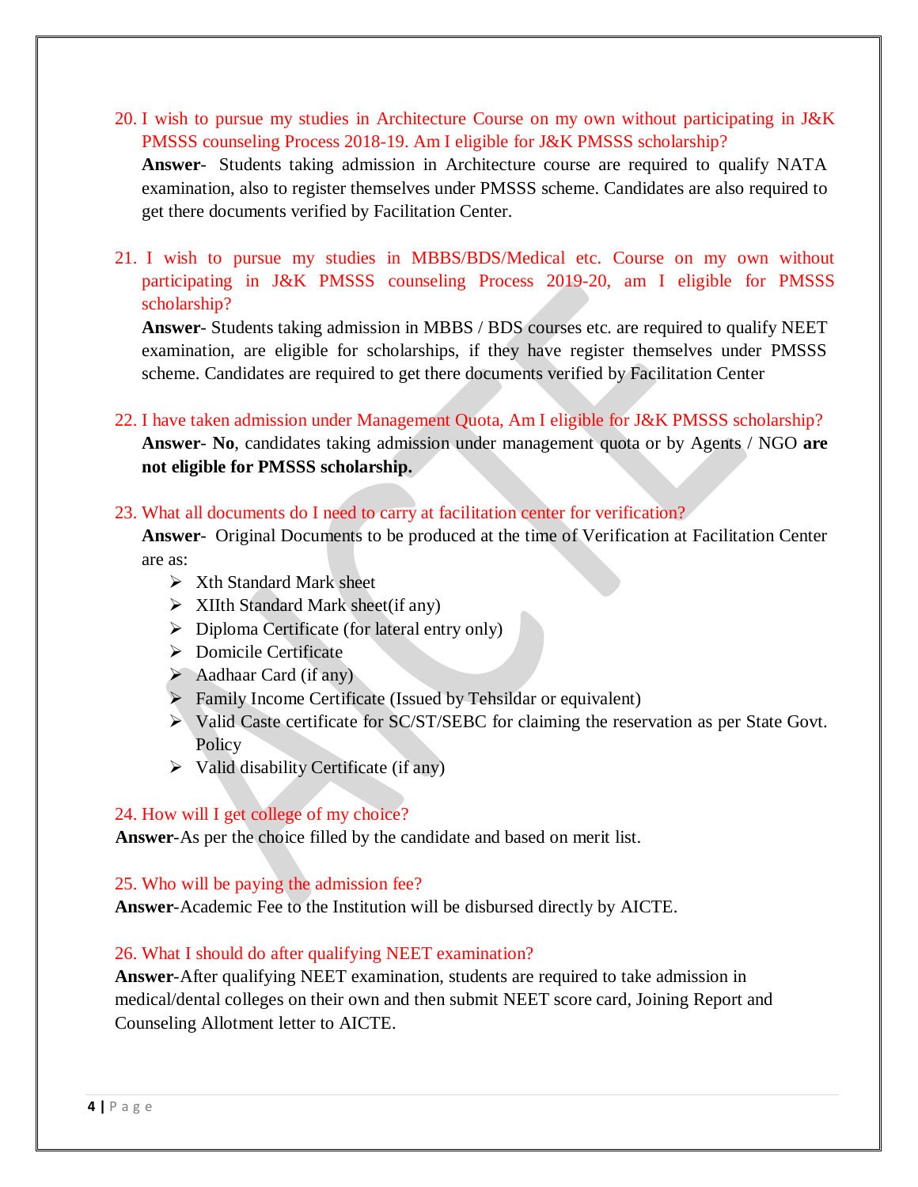20. I wish to pursue my studies in Architecture Course on my own without participating in J&K PMSSS counseling Process 2018-19. Am I eligible for J&K PMSSS scholarship?

    **Answer**- Students taking admission in Architecture course are required to qualify NATA examination, also to register themselves under PMSSS scheme. Candidates are also required to get there documents verified by Facilitation Center.

21. I wish to pursue my studies in MBBS/BDS/Medical etc. Course on my own without participating in J&K PMSSS counseling Process 2019-20, am I eligible for PMSSS scholarship?

    **Answer**- Students taking admission in MBBS / BDS courses etc. are required to qualify NEET examination, are eligible for scholarships, if they have register themselves under PMSSS scheme. Candidates are required to get there documents verified by Facilitation Center

22. I have taken admission under Management Quota, Am I eligible for J&K PMSSS scholarship?

    **Answer**- **No**, candidates taking admission under management quota or by Agents / NGO **are not eligible for PMSSS scholarship.**

23. What all documents do I need to carry at facilitation center for verification?

    **Answer**- Original Documents to be produced at the time of Verification at Facilitation Center are as:

    - Xth Standard Mark sheet
    - XIIth Standard Mark sheet(if any)
    - Diploma Certificate (for lateral entry only)
    - Domicile Certificate
    - Aadhaar Card (if any)
    - Family Income Certificate (Issued by Tehsildar or equivalent)
    - Valid Caste certificate for SC/ST/SEBC for claiming the reservation as per State Govt. Policy
    - Valid disability Certificate (if any)

24. How will I get college of my choice?

**Answer**-As per the choice filled by the candidate and based on merit list.

25. Who will be paying the admission fee?

**Answer**-Academic Fee to the Institution will be disbursed directly by AICTE.

26. What I should do after qualifying NEET examination?

**Answer**-After qualifying NEET examination, students are required to take admission in medical/dental colleges on their own and then submit NEET score card, Joining Report and Counseling Allotment letter to AICTE.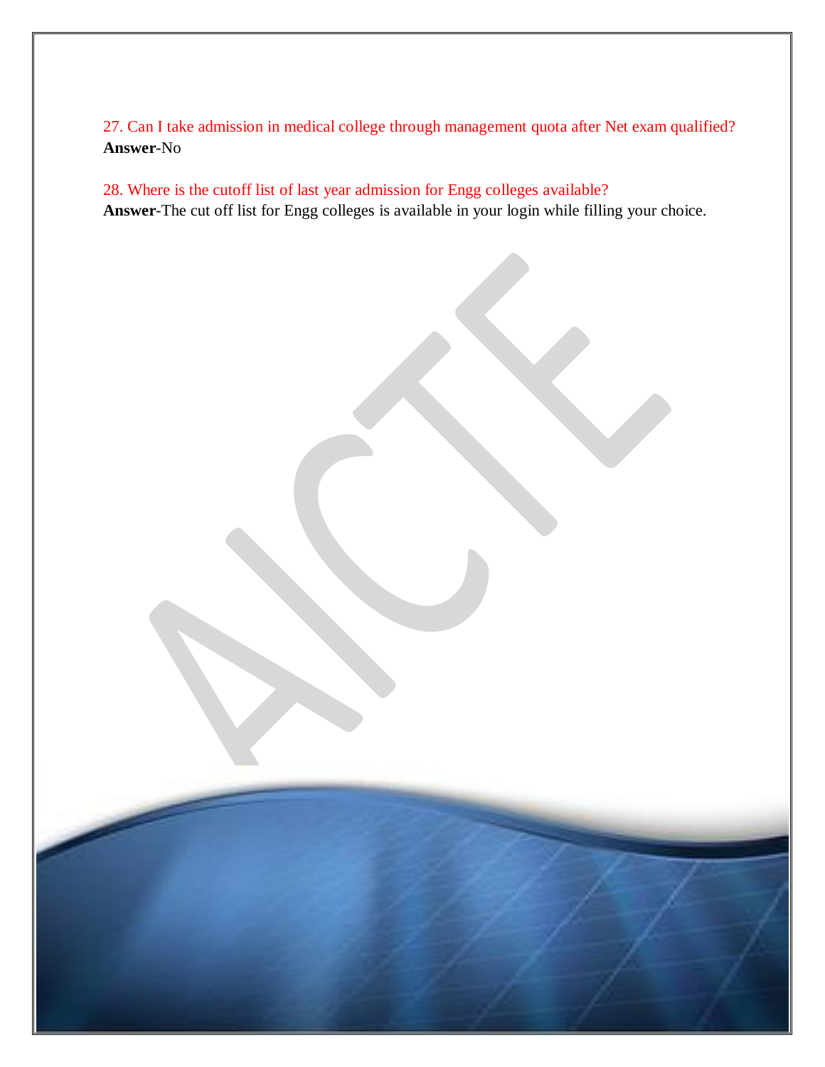27. Can I take admission in medical college through management quota after Net exam qualified?
**Answer**-No

28. Where is the cutoff list of last year admission for Engg colleges available?
**Answer**-The cut off list for Engg colleges is available in your login while filling your choice.